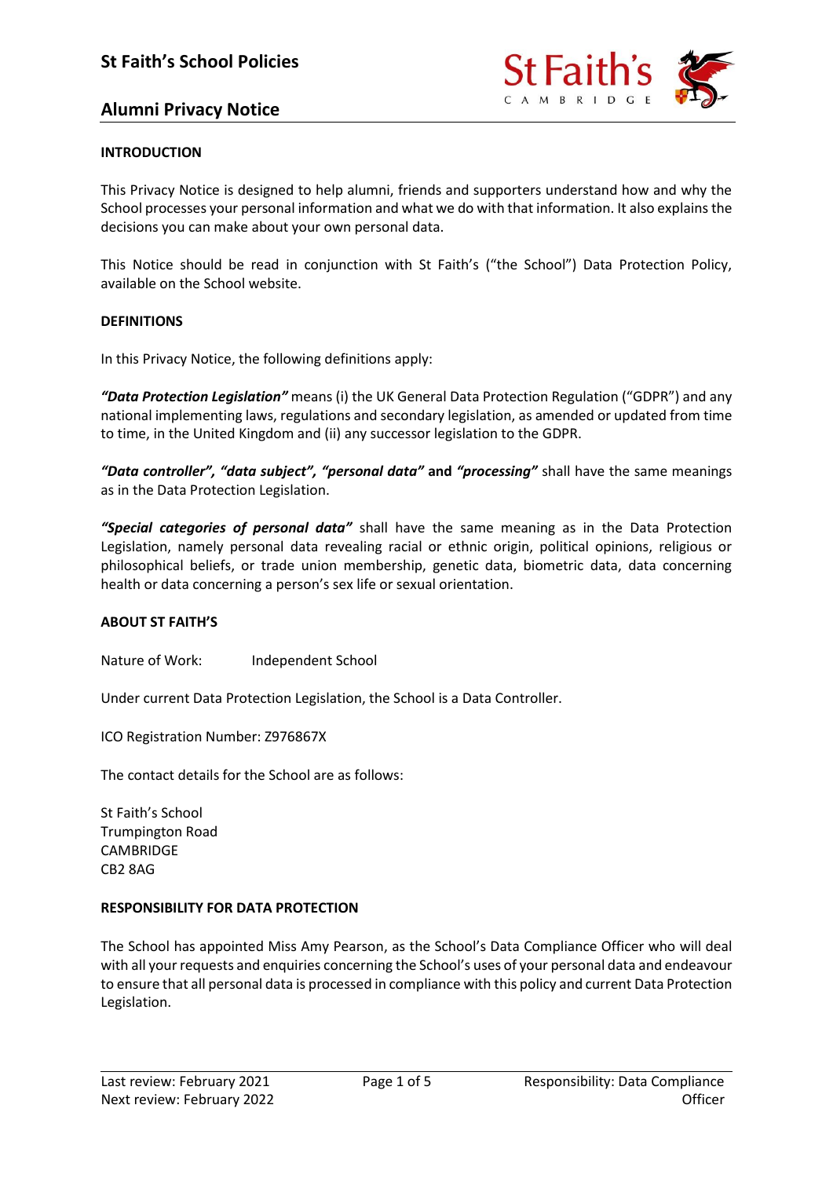# St Faith's School Policies

## Alumni Privacy Notice

**INTRODUCTION**

This Privacy Notice is designed to help alumni, friends and supporters understand how and why the School processes your personal information and what we do with that information. It also explains the decisions you can make about your own personal data.

This Notice should be read in conjunction with St Faith's ("the School") Data Protection Policy, available on the School website.

**DEFINITIONS**

In this Privacy Notice, the following definitions apply:

***"Data Protection Legislation"*** means (i) the UK General Data Protection Regulation ("GDPR") and any national implementing laws, regulations and secondary legislation, as amended or updated from time to time, in the United Kingdom and (ii) any successor legislation to the GDPR.

***"Data controller", "data subject", "personal data"*** **and** ***"processing"*** shall have the same meanings as in the Data Protection Legislation.

***"Special categories of personal data"*** shall have the same meaning as in the Data Protection Legislation, namely personal data revealing racial or ethnic origin, political opinions, religious or philosophical beliefs, or trade union membership, genetic data, biometric data, data concerning health or data concerning a person's sex life or sexual orientation.

**ABOUT ST FAITH'S**

Nature of Work: Independent School

Under current Data Protection Legislation, the School is a Data Controller.

ICO Registration Number: Z976867X

The contact details for the School are as follows:

St Faith's School
Trumpington Road
CAMBRIDGE
CB2 8AG

**RESPONSIBILITY FOR DATA PROTECTION**

The School has appointed Miss Amy Pearson, as the School's Data Compliance Officer who will deal with all your requests and enquiries concerning the School's uses of your personal data and endeavour to ensure that all personal data is processed in compliance with this policy and current Data Protection Legislation.

Last review: February 2021
Next review: February 2022

Responsibility: Data Compliance Officer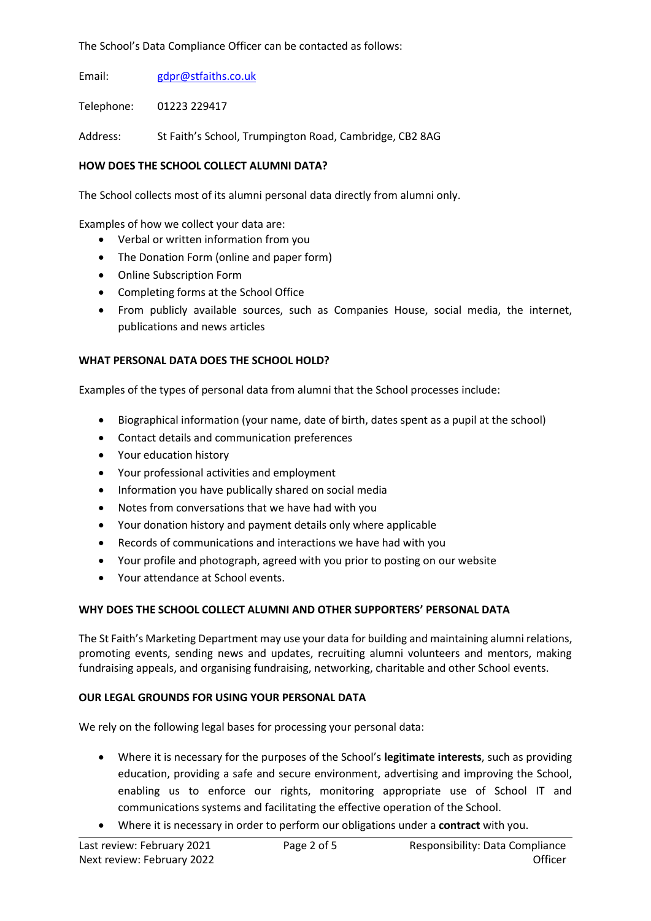The School's Data Compliance Officer can be contacted as follows:

Email: gdpr@stfaiths.co.uk

Telephone: 01223 229417

Address: St Faith's School, Trumpington Road, Cambridge, CB2 8AG

**HOW DOES THE SCHOOL COLLECT ALUMNI DATA?**

The School collects most of its alumni personal data directly from alumni only.

Examples of how we collect your data are:

- Verbal or written information from you
- The Donation Form (online and paper form)
- Online Subscription Form
- Completing forms at the School Office
- From publicly available sources, such as Companies House, social media, the internet, publications and news articles

**WHAT PERSONAL DATA DOES THE SCHOOL HOLD?**

Examples of the types of personal data from alumni that the School processes include:

- Biographical information (your name, date of birth, dates spent as a pupil at the school)
- Contact details and communication preferences
- Your education history
- Your professional activities and employment
- Information you have publically shared on social media
- Notes from conversations that we have had with you
- Your donation history and payment details only where applicable
- Records of communications and interactions we have had with you
- Your profile and photograph, agreed with you prior to posting on our website
- Your attendance at School events.

**WHY DOES THE SCHOOL COLLECT ALUMNI AND OTHER SUPPORTERS' PERSONAL DATA**

The St Faith's Marketing Department may use your data for building and maintaining alumni relations, promoting events, sending news and updates, recruiting alumni volunteers and mentors, making fundraising appeals, and organising fundraising, networking, charitable and other School events.

**OUR LEGAL GROUNDS FOR USING YOUR PERSONAL DATA**

We rely on the following legal bases for processing your personal data:

- Where it is necessary for the purposes of the School's **legitimate interests**, such as providing education, providing a safe and secure environment, advertising and improving the School, enabling us to enforce our rights, monitoring appropriate use of School IT and communications systems and facilitating the effective operation of the School.
- Where it is necessary in order to perform our obligations under a **contract** with you.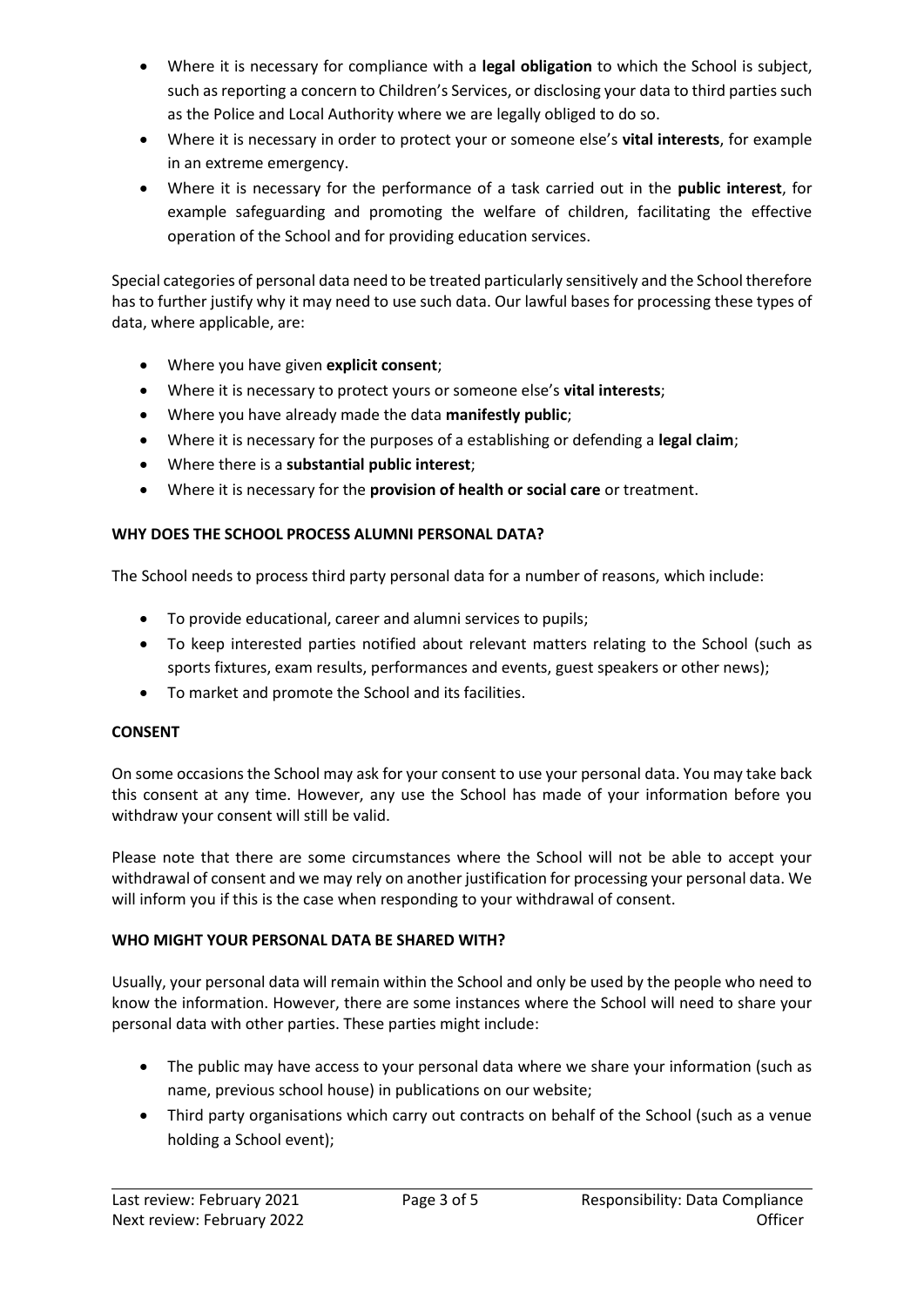- Where it is necessary for compliance with a **legal obligation** to which the School is subject, such as reporting a concern to Children's Services, or disclosing your data to third parties such as the Police and Local Authority where we are legally obliged to do so.
- Where it is necessary in order to protect your or someone else's **vital interests**, for example in an extreme emergency.
- Where it is necessary for the performance of a task carried out in the **public interest**, for example safeguarding and promoting the welfare of children, facilitating the effective operation of the School and for providing education services.

Special categories of personal data need to be treated particularly sensitively and the School therefore has to further justify why it may need to use such data. Our lawful bases for processing these types of data, where applicable, are:

- Where you have given **explicit consent**;
- Where it is necessary to protect yours or someone else's **vital interests**;
- Where you have already made the data **manifestly public**;
- Where it is necessary for the purposes of a establishing or defending a **legal claim**;
- Where there is a **substantial public interest**;
- Where it is necessary for the **provision of health or social care** or treatment.

**WHY DOES THE SCHOOL PROCESS ALUMNI PERSONAL DATA?**

The School needs to process third party personal data for a number of reasons, which include:

- To provide educational, career and alumni services to pupils;
- To keep interested parties notified about relevant matters relating to the School (such as sports fixtures, exam results, performances and events, guest speakers or other news);
- To market and promote the School and its facilities.

**CONSENT**

On some occasions the School may ask for your consent to use your personal data. You may take back this consent at any time. However, any use the School has made of your information before you withdraw your consent will still be valid.

Please note that there are some circumstances where the School will not be able to accept your withdrawal of consent and we may rely on another justification for processing your personal data. We will inform you if this is the case when responding to your withdrawal of consent.

**WHO MIGHT YOUR PERSONAL DATA BE SHARED WITH?**

Usually, your personal data will remain within the School and only be used by the people who need to know the information. However, there are some instances where the School will need to share your personal data with other parties. These parties might include:

- The public may have access to your personal data where we share your information (such as name, previous school house) in publications on our website;
- Third party organisations which carry out contracts on behalf of the School (such as a venue holding a School event);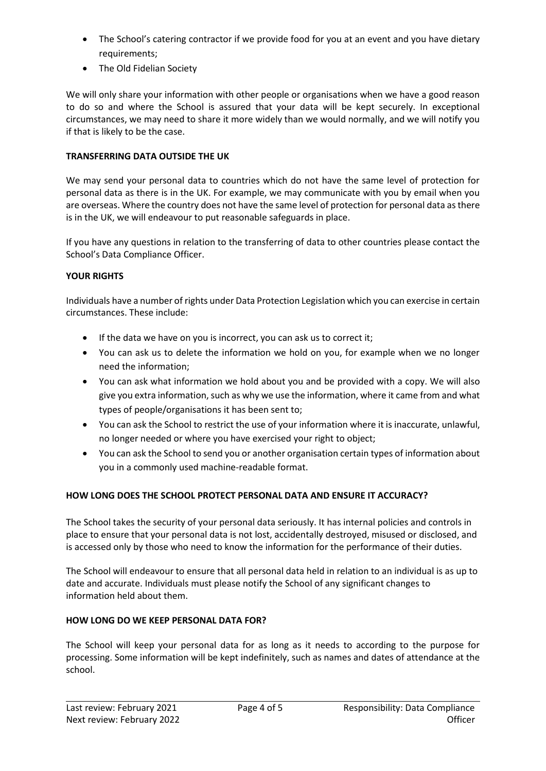- The School's catering contractor if we provide food for you at an event and you have dietary requirements;
- The Old Fidelian Society

We will only share your information with other people or organisations when we have a good reason to do so and where the School is assured that your data will be kept securely. In exceptional circumstances, we may need to share it more widely than we would normally, and we will notify you if that is likely to be the case.

**TRANSFERRING DATA OUTSIDE THE UK**

We may send your personal data to countries which do not have the same level of protection for personal data as there is in the UK. For example, we may communicate with you by email when you are overseas. Where the country does not have the same level of protection for personal data as there is in the UK, we will endeavour to put reasonable safeguards in place.

If you have any questions in relation to the transferring of data to other countries please contact the School's Data Compliance Officer.

**YOUR RIGHTS**

Individuals have a number of rights under Data Protection Legislation which you can exercise in certain circumstances. These include:

- If the data we have on you is incorrect, you can ask us to correct it;
- You can ask us to delete the information we hold on you, for example when we no longer need the information;
- You can ask what information we hold about you and be provided with a copy. We will also give you extra information, such as why we use the information, where it came from and what types of people/organisations it has been sent to;
- You can ask the School to restrict the use of your information where it is inaccurate, unlawful, no longer needed or where you have exercised your right to object;
- You can ask the School to send you or another organisation certain types of information about you in a commonly used machine-readable format.

**HOW LONG DOES THE SCHOOL PROTECT PERSONAL DATA AND ENSURE IT ACCURACY?**

The School takes the security of your personal data seriously. It has internal policies and controls in place to ensure that your personal data is not lost, accidentally destroyed, misused or disclosed, and is accessed only by those who need to know the information for the performance of their duties.

The School will endeavour to ensure that all personal data held in relation to an individual is as up to date and accurate. Individuals must please notify the School of any significant changes to information held about them.

**HOW LONG DO WE KEEP PERSONAL DATA FOR?**

The School will keep your personal data for as long as it needs to according to the purpose for processing. Some information will be kept indefinitely, such as names and dates of attendance at the school.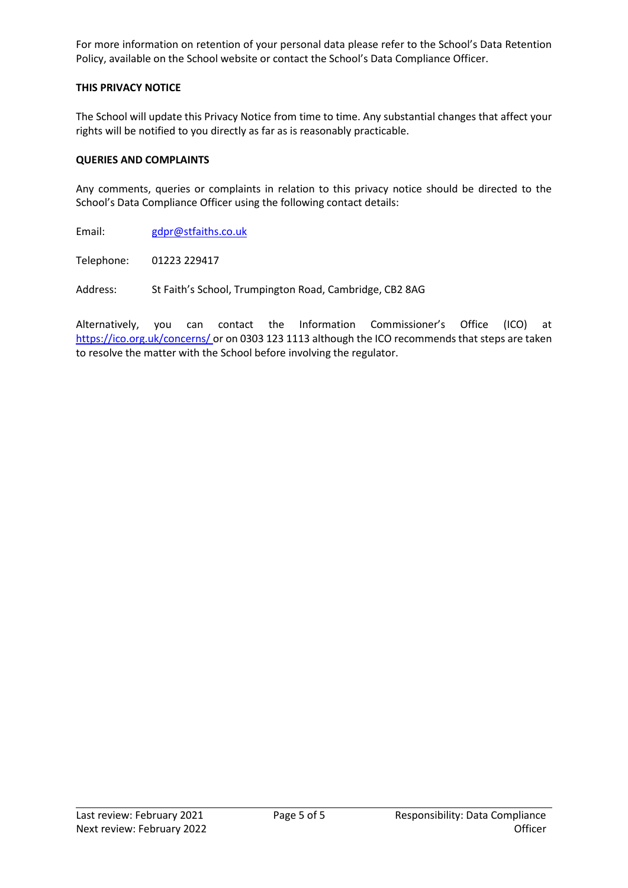For more information on retention of your personal data please refer to the School's Data Retention Policy, available on the School website or contact the School's Data Compliance Officer.

**THIS PRIVACY NOTICE**

The School will update this Privacy Notice from time to time. Any substantial changes that affect your rights will be notified to you directly as far as is reasonably practicable.

**QUERIES AND COMPLAINTS**

Any comments, queries or complaints in relation to this privacy notice should be directed to the School's Data Compliance Officer using the following contact details:

Email: gdpr@stfaiths.co.uk

Telephone: 01223 229417

Address: St Faith's School, Trumpington Road, Cambridge, CB2 8AG

Alternatively, you can contact the Information Commissioner's Office (ICO) at https://ico.org.uk/concerns/ or on 0303 123 1113 although the ICO recommends that steps are taken to resolve the matter with the School before involving the regulator.

Last review: February 2021
Next review: February 2022

Responsibility: Data Compliance Officer